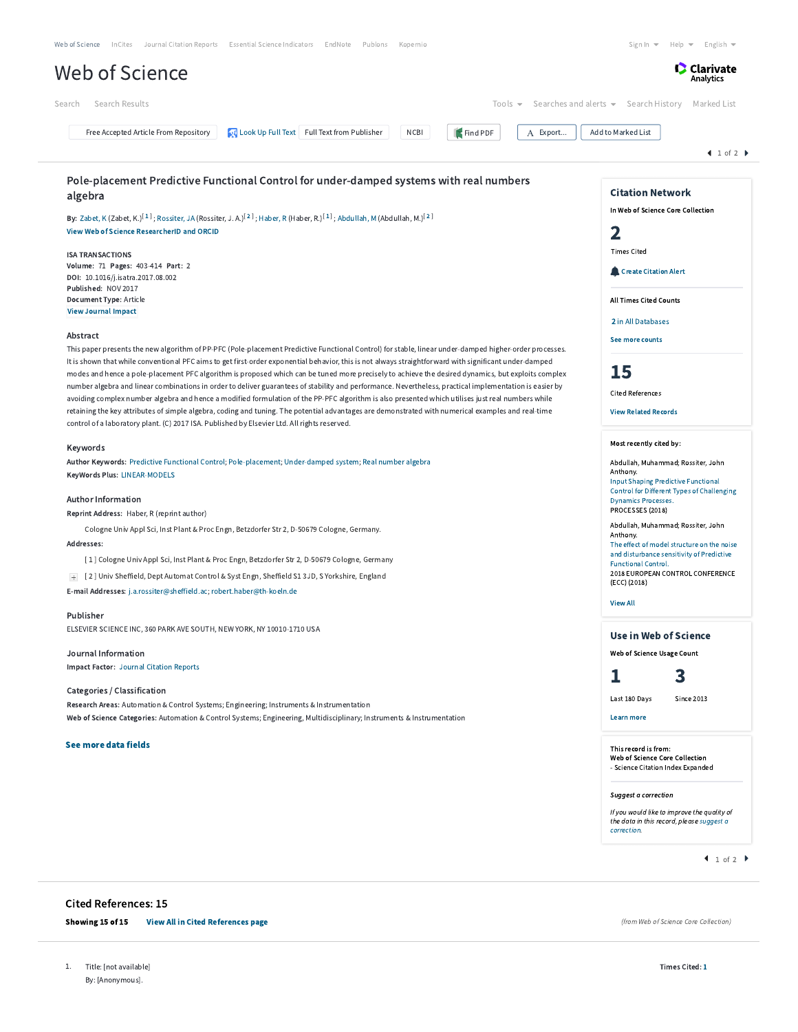Web of Science | InCites | Journal Citation Reports | Essential Science Indicators | EndNote | Publons | Kopernio

Sign In | Help | English

# Web of Science

Clarivate Analytics

Search | Search Results | Tools | Searches and alerts | Search History | Marked List

Free Accepted Article From Repository | Look Up Full Text | Full Text from Publisher | NCBI | Find PDF | Export... | Add to Marked List

## Pole-placement Predictive Functional Control for under-damped systems with real numbers algebra

**By:** Zabet, K (Zabet, K.)[1]; Rossiter, JA (Rossiter, J. A.)[2]; Haber, R (Haber, R.)[1]; Abdullah, M (Abdullah, M.)[2]

View Web of Science ResearcherID and ORCID

**ISA TRANSACTIONS**
**Volume:** 71 **Pages:** 403-414 **Part:** 2
**DOI:** 10.1016/j.isatra.2017.08.002
**Published:** NOV 2017
**Document Type:** Article
View Journal Impact

### Abstract

This paper presents the new algorithm of PP-PFC (Pole-placement Predictive Functional Control) for stable, linear under-damped higher-order processes. It is shown that while conventional PFC aims to get first-order exponential behavior, this is not always straightforward with significant under-damped modes and hence a pole-placement PFC algorithm is proposed which can be tuned more precisely to achieve the desired dynamics, but exploits complex number algebra and linear combinations in order to deliver guarantees of stability and performance. Nevertheless, practical implementation is easier by avoiding complex number algebra and hence a modified formulation of the PP-PFC algorithm is also presented which utilises just real numbers while retaining the key attributes of simple algebra, coding and tuning. The potential advantages are demonstrated with numerical examples and real-time control of a laboratory plant. (C) 2017 ISA. Published by Elsevier Ltd. All rights reserved.

### Keywords

**Author Keywords:** Predictive Functional Control; Pole-placement; Under-damped system; Real number algebra
**KeyWords Plus:** LINEAR-MODELS

### Author Information

**Reprint Address:** Haber, R (reprint author)

Cologne Univ Appl Sci, Inst Plant & Proc Engn, Betzdorfer Str 2, D-50679 Cologne, Germany.

**Addresses:**

[1] Cologne Univ Appl Sci, Inst Plant & Proc Engn, Betzdorfer Str 2, D-50679 Cologne, Germany

[2] Univ Sheffield, Dept Automat Control & Syst Engn, Sheffield S1 3JD, S Yorkshire, England

**E-mail Addresses:** j.a.rossiter@sheffield.ac; robert.haber@th-koeln.de

### Publisher

ELSEVIER SCIENCE INC, 360 PARK AVE SOUTH, NEW YORK, NY 10010-1710 USA

### Journal Information

**Impact Factor:** Journal Citation Reports

### Categories / Classification

**Research Areas:** Automation & Control Systems; Engineering; Instruments & Instrumentation
**Web of Science Categories:** Automation & Control Systems; Engineering, Multidisciplinary; Instruments & Instrumentation

See more data fields

### Citation Network

In Web of Science Core Collection

**2** Times Cited

Create Citation Alert

All Times Cited Counts

2 in All Databases

See more counts

**15** Cited References

View Related Records

**Most recently cited by:**

Abdullah, Muhammad; Rossiter, John Anthony.
Input Shaping Predictive Functional Control for Different Types of Challenging Dynamics Processes.
PROCESSES (2018)

Abdullah, Muhammad; Rossiter, John Anthony.
The effect of model structure on the noise and disturbance sensitivity of Predictive Functional Control.
2018 EUROPEAN CONTROL CONFERENCE (ECC) (2018)

View All

### Use in Web of Science

Web of Science Usage Count

**1** Last 180 Days | **3** Since 2013

Learn more

This record is from:
Web of Science Core Collection
- Science Citation Index Expanded

*Suggest a correction*

*If you would like to improve the quality of the data in this record, please suggest a correction.*

## Cited References: 15

**Showing 15 of 15** View All in Cited References page

*(from Web of Science Core Collection)*

1. Title: [not available]
   By: [Anonymous].
   Times Cited: 1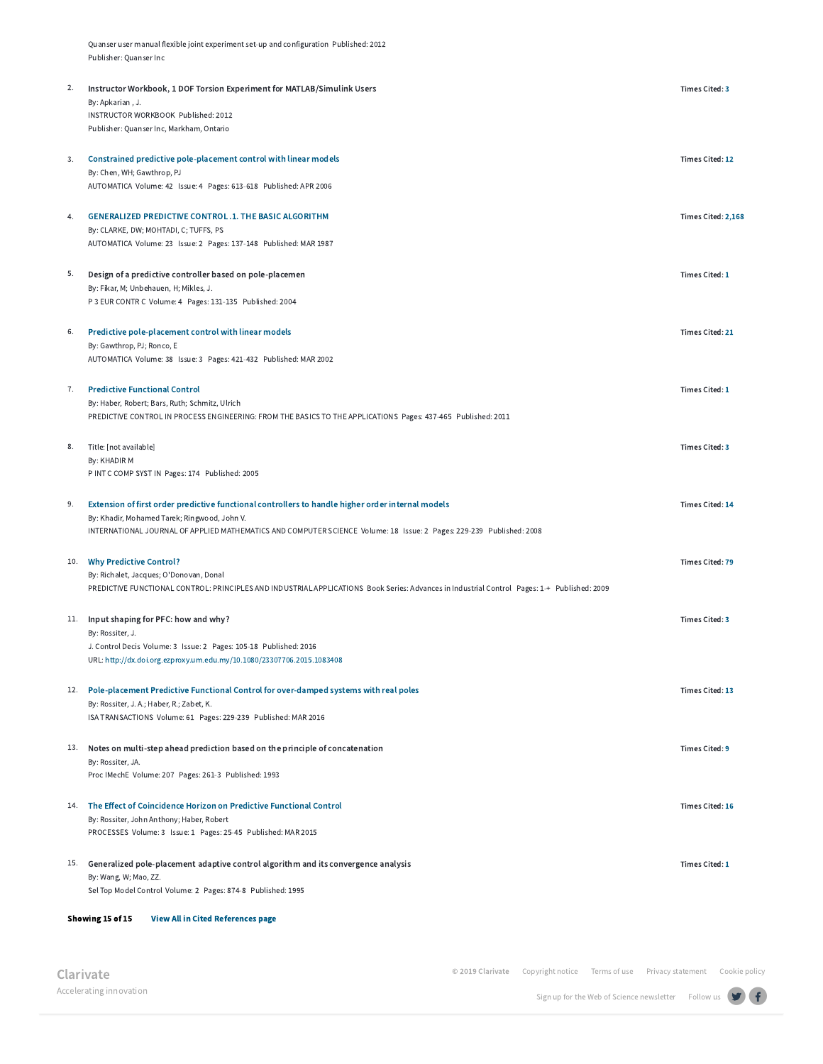Quanser user manual flexible joint experiment set-up and configuration Published: 2012
Publisher: Quanser Inc

2. **Instructor Workbook, 1 DOF Torsion Experiment for MATLAB/Simulink Users** — Times Cited: 3
   By: Apkarian , J.
   INSTRUCTOR WORKBOOK Published: 2012
   Publisher: Quanser Inc, Markham, Ontario

3. **Constrained predictive pole-placement control with linear models** — Times Cited: 12
   By: Chen, WH; Gawthrop, PJ
   AUTOMATICA Volume: 42 Issue: 4 Pages: 613-618 Published: APR 2006

4. **GENERALIZED PREDICTIVE CONTROL .1. THE BASIC ALGORITHM** — Times Cited: 2,168
   By: CLARKE, DW; MOHTADI, C; TUFFS, PS
   AUTOMATICA Volume: 23 Issue: 2 Pages: 137-148 Published: MAR 1987

5. **Design of a predictive controller based on pole-placemen** — Times Cited: 1
   By: Fikar, M; Unbehauen, H; Mikles, J.
   P 3 EUR CONTR C Volume: 4 Pages: 131-135 Published: 2004

6. **Predictive pole-placement control with linear models** — Times Cited: 21
   By: Gawthrop, PJ; Ronco, E
   AUTOMATICA Volume: 38 Issue: 3 Pages: 421-432 Published: MAR 2002

7. **Predictive Functional Control** — Times Cited: 1
   By: Haber, Robert; Bars, Ruth; Schmitz, Ulrich
   PREDICTIVE CONTROL IN PROCESS ENGINEERING: FROM THE BASICS TO THE APPLICATIONS Pages: 437-465 Published: 2011

8. **Title: [not available]** — Times Cited: 3
   By: KHADIR M
   P INT C COMP SYST IN Pages: 174 Published: 2005

9. **Extension of first order predictive functional controllers to handle higher order internal models** — Times Cited: 14
   By: Khadir, Mohamed Tarek; Ringwood, John V.
   INTERNATIONAL JOURNAL OF APPLIED MATHEMATICS AND COMPUTER SCIENCE Volume: 18 Issue: 2 Pages: 229-239 Published: 2008

10. **Why Predictive Control?** — Times Cited: 79
    By: Richalet, Jacques; O'Donovan, Donal
    PREDICTIVE FUNCTIONAL CONTROL: PRINCIPLES AND INDUSTRIAL APPLICATIONS Book Series: Advances in Industrial Control Pages: 1-+ Published: 2009

11. **Input shaping for PFC: how and why?** — Times Cited: 3
    By: Rossiter, J.
    J. Control Decis Volume: 3 Issue: 2 Pages: 105-18 Published: 2016
    URL: http://dx.doi.org.ezproxy.um.edu.my/10.1080/23307706.2015.1083408

12. **Pole-placement Predictive Functional Control for over-damped systems with real poles** — Times Cited: 13
    By: Rossiter, J. A.; Haber, R.; Zabet, K.
    ISA TRANSACTIONS Volume: 61 Pages: 229-239 Published: MAR 2016

13. **Notes on multi-step ahead prediction based on the principle of concatenation** — Times Cited: 9
    By: Rossiter, JA.
    Proc IMechE Volume: 207 Pages: 261-3 Published: 1993

14. **The Effect of Coincidence Horizon on Predictive Functional Control** — Times Cited: 16
    By: Rossiter, John Anthony; Haber, Robert
    PROCESSES Volume: 3 Issue: 1 Pages: 25-45 Published: MAR 2015

15. **Generalized pole-placement adaptive control algorithm and its convergence analysis** — Times Cited: 1
    By: Wang, W; Mao, ZZ.
    Sel Top Model Control Volume: 2 Pages: 874-8 Published: 1995

**Showing 15 of 15** **View All in Cited References page**

Clarivate
Accelerating innovation

© 2019 Clarivate Copyright notice Terms of use Privacy statement Cookie policy

Sign up for the Web of Science newsletter Follow us